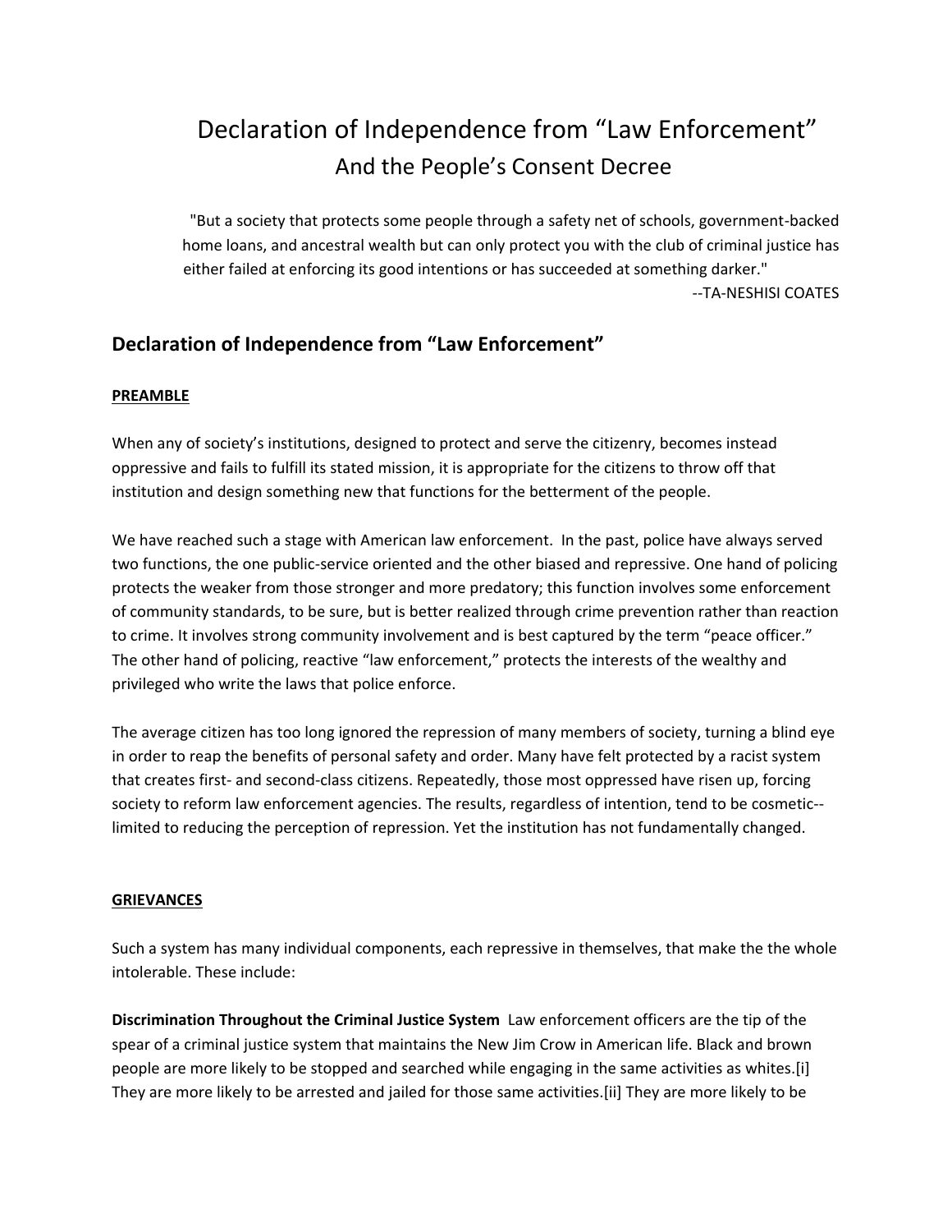# Declaration of Independence from "Law Enforcement"

## And the People's Consent Decree

> "But a society that protects some people through a safety net of schools, government-backed home loans, and ancestral wealth but can only protect you with the club of criminal justice has either failed at enforcing its good intentions or has succeeded at something darker."
>
> --TA-NESHISI COATES

## Declaration of Independence from "Law Enforcement"

**PREAMBLE**

When any of society's institutions, designed to protect and serve the citizenry, becomes instead oppressive and fails to fulfill its stated mission, it is appropriate for the citizens to throw off that institution and design something new that functions for the betterment of the people.

We have reached such a stage with American law enforcement. In the past, police have always served two functions, the one public-service oriented and the other biased and repressive. One hand of policing protects the weaker from those stronger and more predatory; this function involves some enforcement of community standards, to be sure, but is better realized through crime prevention rather than reaction to crime. It involves strong community involvement and is best captured by the term "peace officer." The other hand of policing, reactive "law enforcement," protects the interests of the wealthy and privileged who write the laws that police enforce.

The average citizen has too long ignored the repression of many members of society, turning a blind eye in order to reap the benefits of personal safety and order. Many have felt protected by a racist system that creates first- and second-class citizens. Repeatedly, those most oppressed have risen up, forcing society to reform law enforcement agencies. The results, regardless of intention, tend to be cosmetic--limited to reducing the perception of repression. Yet the institution has not fundamentally changed.

**GRIEVANCES**

Such a system has many individual components, each repressive in themselves, that make the the whole intolerable. These include:

**Discrimination Throughout the Criminal Justice System** Law enforcement officers are the tip of the spear of a criminal justice system that maintains the New Jim Crow in American life. Black and brown people are more likely to be stopped and searched while engaging in the same activities as whites.[i] They are more likely to be arrested and jailed for those same activities.[ii] They are more likely to be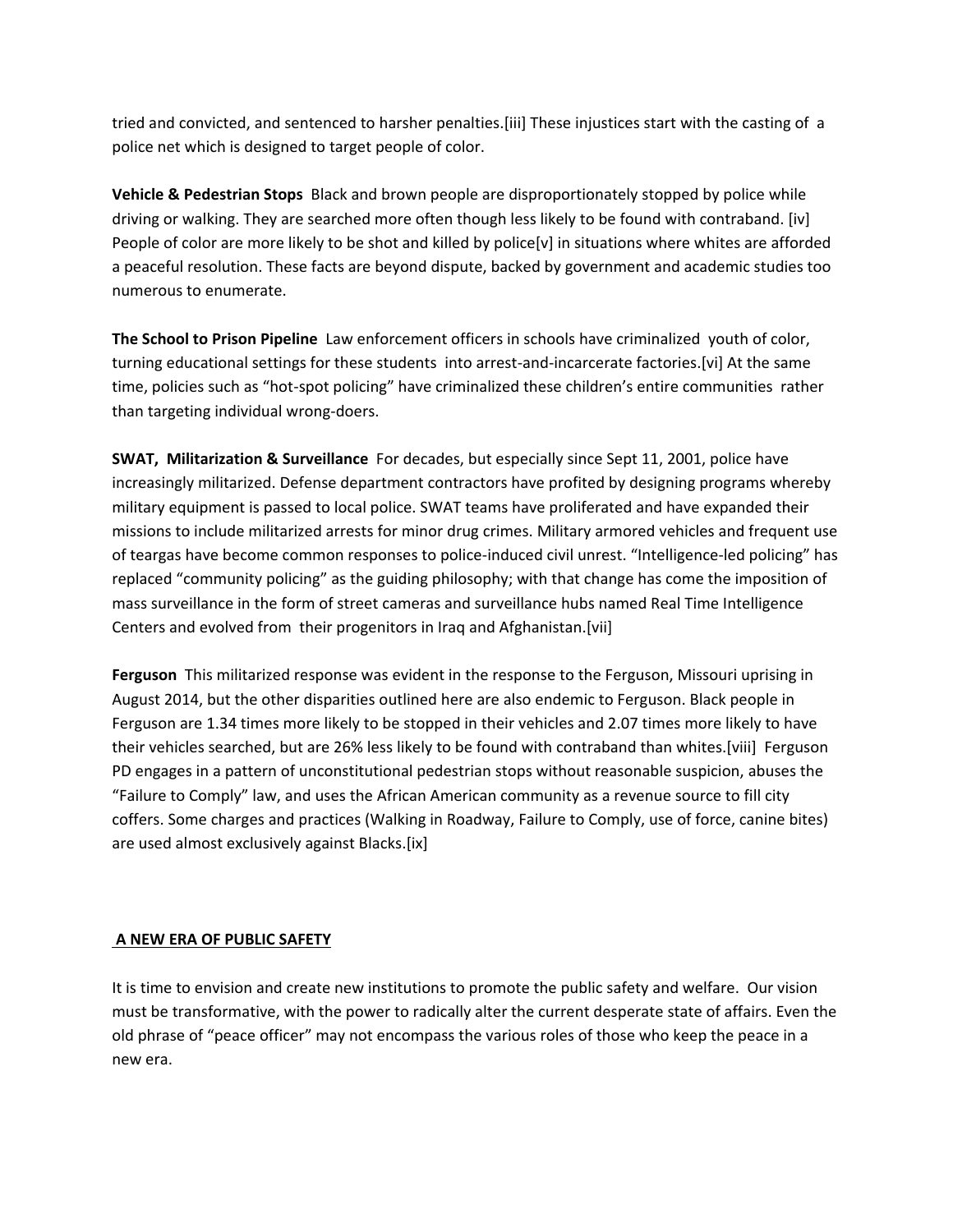tried and convicted, and sentenced to harsher penalties.[iii] These injustices start with the casting of a police net which is designed to target people of color.

**Vehicle & Pedestrian Stops** Black and brown people are disproportionately stopped by police while driving or walking. They are searched more often though less likely to be found with contraband. [iv] People of color are more likely to be shot and killed by police[v] in situations where whites are afforded a peaceful resolution. These facts are beyond dispute, backed by government and academic studies too numerous to enumerate.

**The School to Prison Pipeline** Law enforcement officers in schools have criminalized youth of color, turning educational settings for these students into arrest-and-incarcerate factories.[vi] At the same time, policies such as "hot-spot policing" have criminalized these children's entire communities rather than targeting individual wrong-doers.

**SWAT, Militarization & Surveillance** For decades, but especially since Sept 11, 2001, police have increasingly militarized. Defense department contractors have profited by designing programs whereby military equipment is passed to local police. SWAT teams have proliferated and have expanded their missions to include militarized arrests for minor drug crimes. Military armored vehicles and frequent use of teargas have become common responses to police-induced civil unrest. "Intelligence-led policing" has replaced "community policing" as the guiding philosophy; with that change has come the imposition of mass surveillance in the form of street cameras and surveillance hubs named Real Time Intelligence Centers and evolved from their progenitors in Iraq and Afghanistan.[vii]

**Ferguson** This militarized response was evident in the response to the Ferguson, Missouri uprising in August 2014, but the other disparities outlined here are also endemic to Ferguson. Black people in Ferguson are 1.34 times more likely to be stopped in their vehicles and 2.07 times more likely to have their vehicles searched, but are 26% less likely to be found with contraband than whites.[viii] Ferguson PD engages in a pattern of unconstitutional pedestrian stops without reasonable suspicion, abuses the "Failure to Comply" law, and uses the African American community as a revenue source to fill city coffers. Some charges and practices (Walking in Roadway, Failure to Comply, use of force, canine bites) are used almost exclusively against Blacks.[ix]

## A NEW ERA OF PUBLIC SAFETY

It is time to envision and create new institutions to promote the public safety and welfare. Our vision must be transformative, with the power to radically alter the current desperate state of affairs. Even the old phrase of "peace officer" may not encompass the various roles of those who keep the peace in a new era.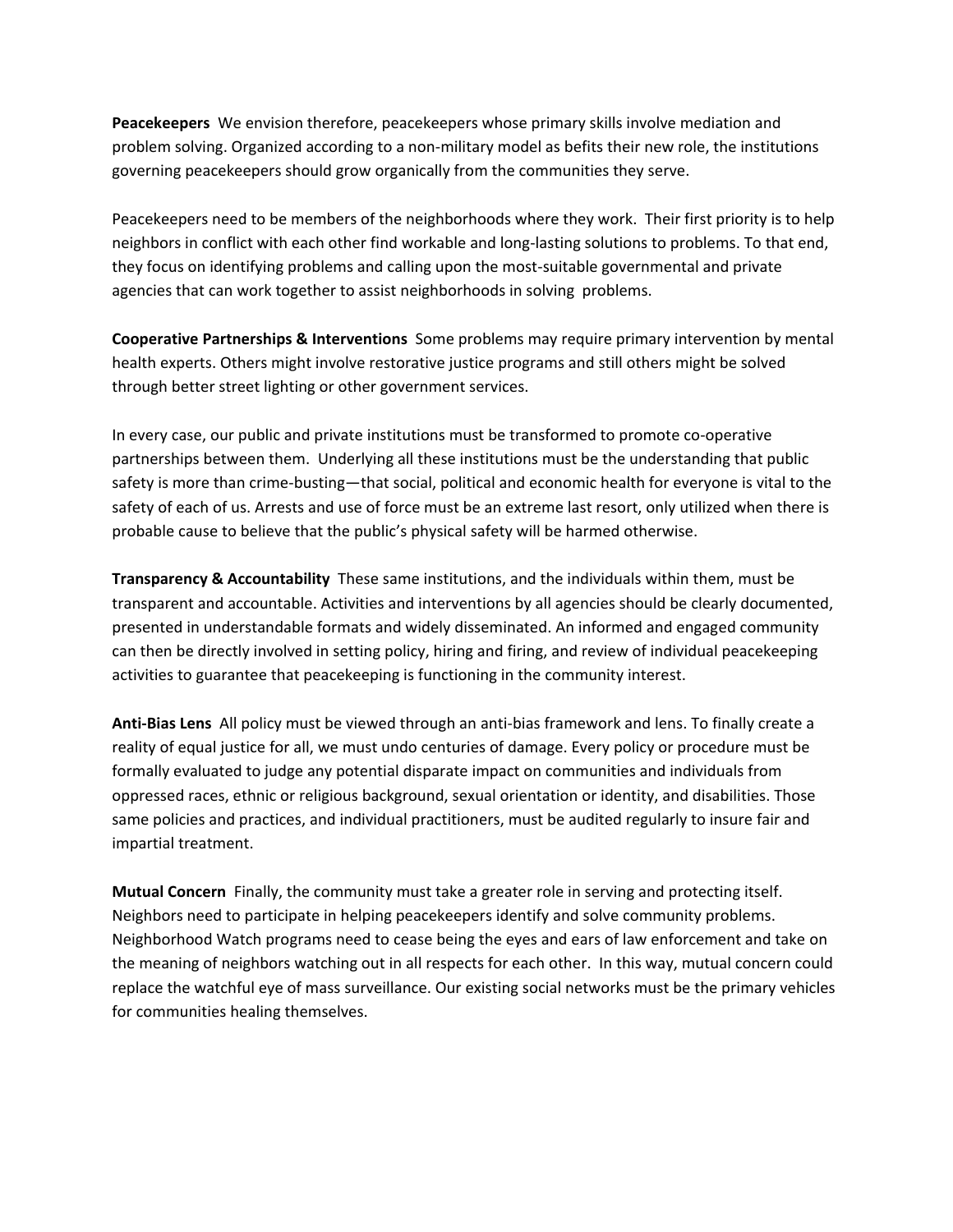**Peacekeepers** We envision therefore, peacekeepers whose primary skills involve mediation and problem solving. Organized according to a non-military model as befits their new role, the institutions governing peacekeepers should grow organically from the communities they serve.

Peacekeepers need to be members of the neighborhoods where they work. Their first priority is to help neighbors in conflict with each other find workable and long-lasting solutions to problems. To that end, they focus on identifying problems and calling upon the most-suitable governmental and private agencies that can work together to assist neighborhoods in solving problems.

**Cooperative Partnerships & Interventions** Some problems may require primary intervention by mental health experts. Others might involve restorative justice programs and still others might be solved through better street lighting or other government services.

In every case, our public and private institutions must be transformed to promote co-operative partnerships between them. Underlying all these institutions must be the understanding that public safety is more than crime-busting—that social, political and economic health for everyone is vital to the safety of each of us. Arrests and use of force must be an extreme last resort, only utilized when there is probable cause to believe that the public's physical safety will be harmed otherwise.

**Transparency & Accountability** These same institutions, and the individuals within them, must be transparent and accountable. Activities and interventions by all agencies should be clearly documented, presented in understandable formats and widely disseminated. An informed and engaged community can then be directly involved in setting policy, hiring and firing, and review of individual peacekeeping activities to guarantee that peacekeeping is functioning in the community interest.

**Anti-Bias Lens** All policy must be viewed through an anti-bias framework and lens. To finally create a reality of equal justice for all, we must undo centuries of damage. Every policy or procedure must be formally evaluated to judge any potential disparate impact on communities and individuals from oppressed races, ethnic or religious background, sexual orientation or identity, and disabilities. Those same policies and practices, and individual practitioners, must be audited regularly to insure fair and impartial treatment.

**Mutual Concern** Finally, the community must take a greater role in serving and protecting itself. Neighbors need to participate in helping peacekeepers identify and solve community problems. Neighborhood Watch programs need to cease being the eyes and ears of law enforcement and take on the meaning of neighbors watching out in all respects for each other. In this way, mutual concern could replace the watchful eye of mass surveillance. Our existing social networks must be the primary vehicles for communities healing themselves.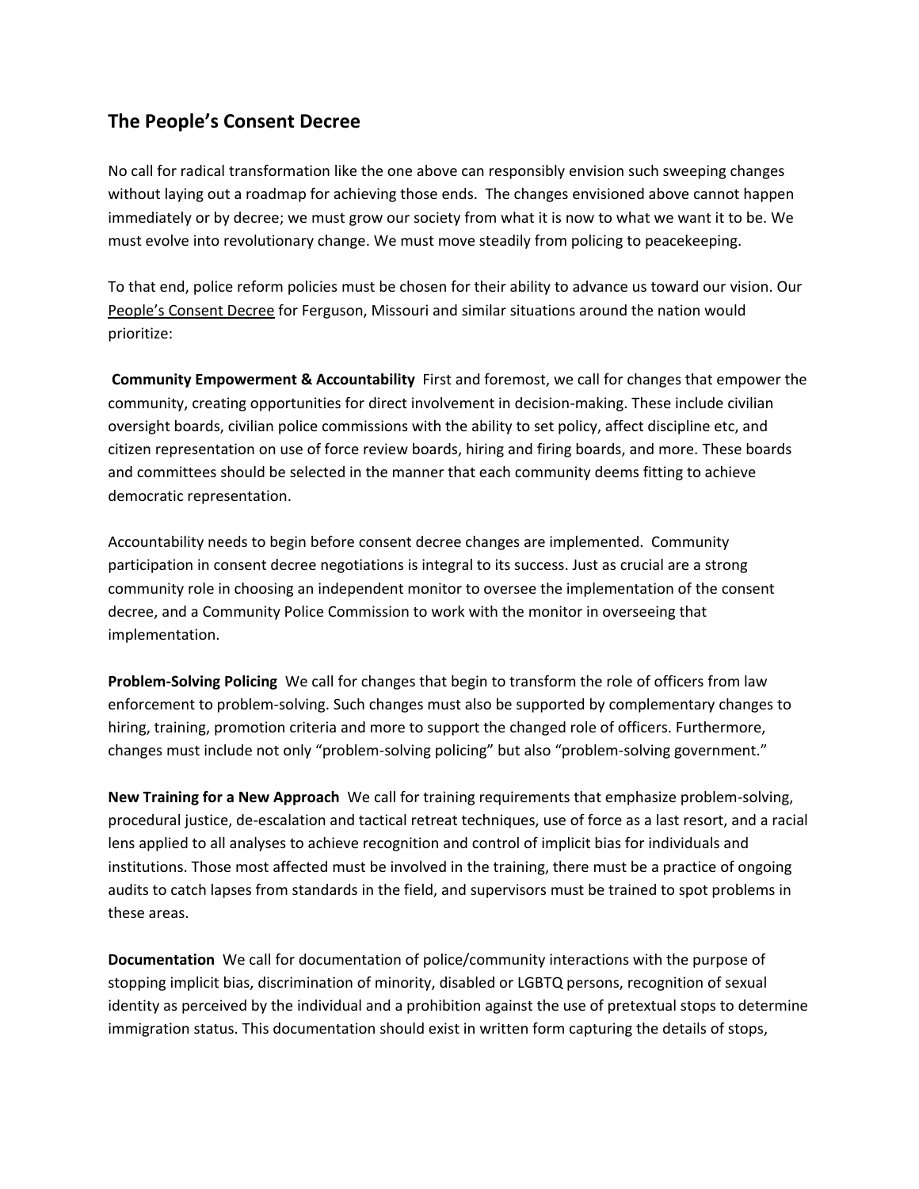## The People's Consent Decree

No call for radical transformation like the one above can responsibly envision such sweeping changes without laying out a roadmap for achieving those ends. The changes envisioned above cannot happen immediately or by decree; we must grow our society from what it is now to what we want it to be. We must evolve into revolutionary change. We must move steadily from policing to peacekeeping.

To that end, police reform policies must be chosen for their ability to advance us toward our vision. Our People's Consent Decree for Ferguson, Missouri and similar situations around the nation would prioritize:

**Community Empowerment & Accountability** First and foremost, we call for changes that empower the community, creating opportunities for direct involvement in decision-making. These include civilian oversight boards, civilian police commissions with the ability to set policy, affect discipline etc, and citizen representation on use of force review boards, hiring and firing boards, and more. These boards and committees should be selected in the manner that each community deems fitting to achieve democratic representation.

Accountability needs to begin before consent decree changes are implemented. Community participation in consent decree negotiations is integral to its success. Just as crucial are a strong community role in choosing an independent monitor to oversee the implementation of the consent decree, and a Community Police Commission to work with the monitor in overseeing that implementation.

**Problem-Solving Policing** We call for changes that begin to transform the role of officers from law enforcement to problem-solving. Such changes must also be supported by complementary changes to hiring, training, promotion criteria and more to support the changed role of officers. Furthermore, changes must include not only "problem-solving policing" but also "problem-solving government."

**New Training for a New Approach** We call for training requirements that emphasize problem-solving, procedural justice, de-escalation and tactical retreat techniques, use of force as a last resort, and a racial lens applied to all analyses to achieve recognition and control of implicit bias for individuals and institutions. Those most affected must be involved in the training, there must be a practice of ongoing audits to catch lapses from standards in the field, and supervisors must be trained to spot problems in these areas.

**Documentation** We call for documentation of police/community interactions with the purpose of stopping implicit bias, discrimination of minority, disabled or LGBTQ persons, recognition of sexual identity as perceived by the individual and a prohibition against the use of pretextual stops to determine immigration status. This documentation should exist in written form capturing the details of stops,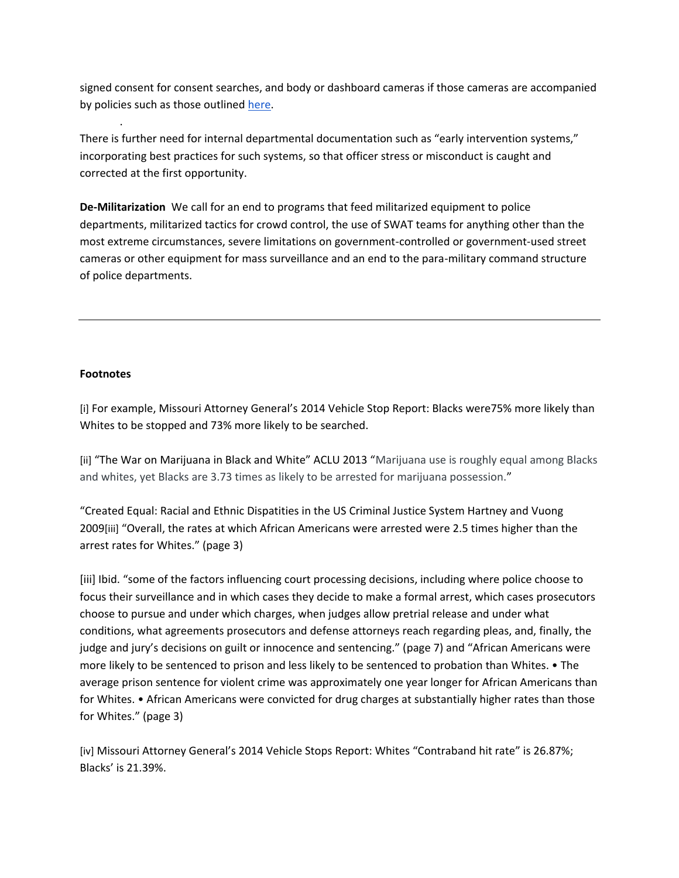signed consent for consent searches, and body or dashboard cameras if those cameras are accompanied by policies such as those outlined here.

There is further need for internal departmental documentation such as "early intervention systems," incorporating best practices for such systems, so that officer stress or misconduct is caught and corrected at the first opportunity.

**De-Militarization** We call for an end to programs that feed militarized equipment to police departments, militarized tactics for crowd control, the use of SWAT teams for anything other than the most extreme circumstances, severe limitations on government-controlled or government-used street cameras or other equipment for mass surveillance and an end to the para-military command structure of police departments.

---

**Footnotes**

[i] For example, Missouri Attorney General's 2014 Vehicle Stop Report: Blacks were75% more likely than Whites to be stopped and 73% more likely to be searched.

[ii] "The War on Marijuana in Black and White" ACLU 2013 "Marijuana use is roughly equal among Blacks and whites, yet Blacks are 3.73 times as likely to be arrested for marijuana possession."

"Created Equal: Racial and Ethnic Dispatities in the US Criminal Justice System Hartney and Vuong 2009[iii] "Overall, the rates at which African Americans were arrested were 2.5 times higher than the arrest rates for Whites." (page 3)

[iii] Ibid. "some of the factors influencing court processing decisions, including where police choose to focus their surveillance and in which cases they decide to make a formal arrest, which cases prosecutors choose to pursue and under which charges, when judges allow pretrial release and under what conditions, what agreements prosecutors and defense attorneys reach regarding pleas, and, finally, the judge and jury's decisions on guilt or innocence and sentencing." (page 7) and "African Americans were more likely to be sentenced to prison and less likely to be sentenced to probation than Whites. • The average prison sentence for violent crime was approximately one year longer for African Americans than for Whites. • African Americans were convicted for drug charges at substantially higher rates than those for Whites." (page 3)

[iv] Missouri Attorney General's 2014 Vehicle Stops Report: Whites "Contraband hit rate" is 26.87%; Blacks' is 21.39%.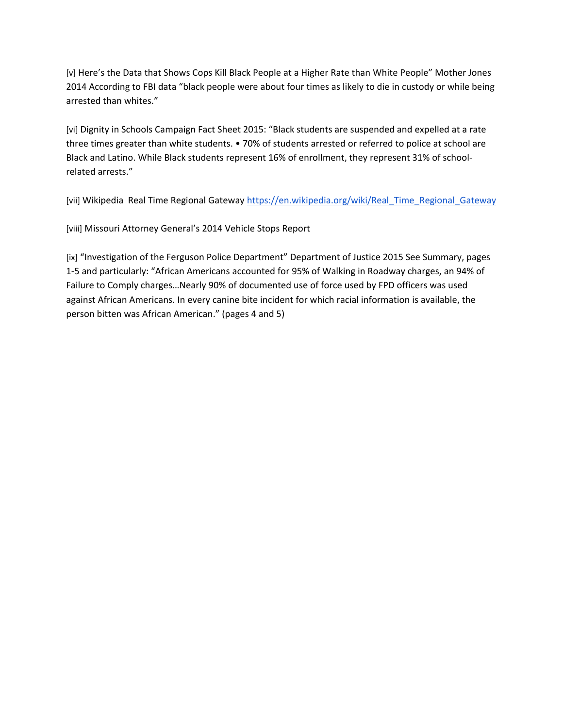[v] Here's the Data that Shows Cops Kill Black People at a Higher Rate than White People" Mother Jones 2014 According to FBI data "black people were about four times as likely to die in custody or while being arrested than whites."

[vi] Dignity in Schools Campaign Fact Sheet 2015: "Black students are suspended and expelled at a rate three times greater than white students. • 70% of students arrested or referred to police at school are Black and Latino. While Black students represent 16% of enrollment, they represent 31% of school-related arrests."

[vii] Wikipedia Real Time Regional Gateway https://en.wikipedia.org/wiki/Real_Time_Regional_Gateway

[viii] Missouri Attorney General's 2014 Vehicle Stops Report

[ix] "Investigation of the Ferguson Police Department" Department of Justice 2015 See Summary, pages 1-5 and particularly: "African Americans accounted for 95% of Walking in Roadway charges, an 94% of Failure to Comply charges…Nearly 90% of documented use of force used by FPD officers was used against African Americans. In every canine bite incident for which racial information is available, the person bitten was African American." (pages 4 and 5)